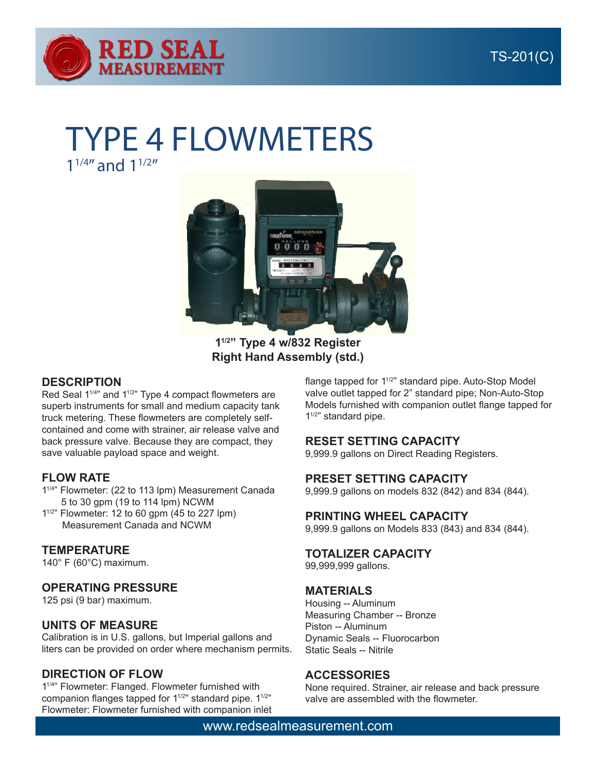# TYPE 4 FLOWMETERS

$1^{1/4}$" and $1^{1/2}$"

**$1^{1/2}$" Type 4 w/832 Register**
**Right Hand Assembly (std.)**

## DESCRIPTION

Red Seal $1^{1/4}$" and $1^{1/2}$" Type 4 compact flowmeters are superb instruments for small and medium capacity tank truck metering. These flowmeters are completely self-contained and come with strainer, air release valve and back pressure valve. Because they are compact, they save valuable payload space and weight.

## FLOW RATE

$1^{1/4}$" Flowmeter: (22 to 113 lpm) Measurement Canada
5 to 30 gpm (19 to 114 lpm) NCWM
$1^{1/2}$" Flowmeter: 12 to 60 gpm (45 to 227 lpm)
Measurement Canada and NCWM

## TEMPERATURE

140° F (60°C) maximum.

## OPERATING PRESSURE

125 psi (9 bar) maximum.

## UNITS OF MEASURE

Calibration is in U.S. gallons, but Imperial gallons and liters can be provided on order where mechanism permits.

## DIRECTION OF FLOW

$1^{1/4}$" Flowmeter: Flanged. Flowmeter furnished with companion flanges tapped for $1^{1/2}$" standard pipe. $1^{1/2}$" Flowmeter: Flowmeter furnished with companion inlet flange tapped for $1^{1/2}$" standard pipe. Auto-Stop Model valve outlet tapped for 2" standard pipe; Non-Auto-Stop Models furnished with companion outlet flange tapped for $1^{1/2}$" standard pipe.

## RESET SETTING CAPACITY

9,999.9 gallons on Direct Reading Registers.

## PRESET SETTING CAPACITY

9,999.9 gallons on models 832 (842) and 834 (844).

## PRINTING WHEEL CAPACITY

9,999.9 gallons on Models 833 (843) and 834 (844).

## TOTALIZER CAPACITY

99,999,999 gallons.

## MATERIALS

Housing -- Aluminum
Measuring Chamber -- Bronze
Piston -- Aluminum
Dynamic Seals -- Fluorocarbon
Static Seals -- Nitrile

## ACCESSORIES

None required. Strainer, air release and back pressure valve are assembled with the flowmeter.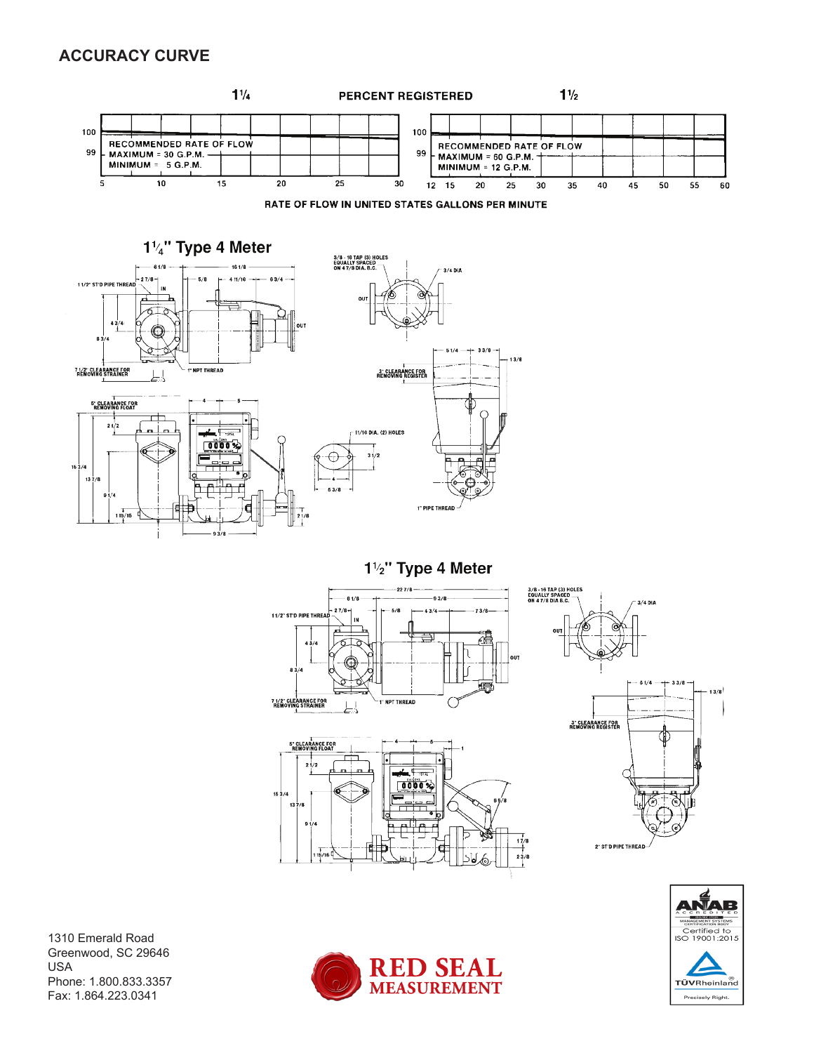## ACCURACY CURVE

1¼

PERCENT REGISTERED

1½

100

99

RECOMMENDED RATE OF FLOW
MAXIMUM = 30 G.P.M.
MINIMUM = 5 G.P.M.

5 10 15 20 25 30

100

99

RECOMMENDED RATE OF FLOW
MAXIMUM = 60 G.P.M.
MINIMUM = 12 G.P.M.

12 15 20 25 30 35 40 45 50 55 60

RATE OF FLOW IN UNITED STATES GALLONS PER MINUTE

## 1¼" Type 4 Meter

6 1/8
16 1/8
2 7/8
5/8
4 11/16
6 3/4
1 1/2" STD PIPE THREAD
IN
OUT
4 3/4
8 3/4
7 1/2" CLEARANCE FOR REMOVING STRAINER
1" NPT THREAD
3/8 - 16 TAP (3) HOLES EQUALLY SPACED ON 4 7/8 DIA. B.C.
3/4 DIA
OUT
5 1/4
3 3/8
1 3/8
3" CLEARANCE FOR REMOVING REGISTER
5" CLEARANCE FOR REMOVING FLOAT
4
5
2 1/2
15 3/4
13 7/8
9 1/4
1 15/16
2 1/8
9 3/8
11/16 DIA. (2) HOLES
3 1/2
4
5 3/8
1" PIPE THREAD

## 1½" Type 4 Meter

22 7/8
6 1/8
9 3/8
2 7/8
5/8
4 3/4
7 3/8
1 1/2" STD PIPE THREAD
IN
OUT
4 3/4
8 3/4
7 1/2" CLEARANCE FOR REMOVING STRAINER
1" NPT THREAD
3/8 - 16 TAP (3) HOLES EQUALLY SPACED ON 4 7/8 DIA B.C.
3/4 DIA
OUT
5 1/4
3 3/8
1 3/8
3" CLEARANCE FOR REMOVING REGISTER
5" CLEARANCE FOR REMOVING FLOAT
4
5
1
2 1/2
15 3/4
13 7/8
9 1/4
1 15/16
8 5/8
1 7/8
2 3/8
2" STD PIPE THREAD

1310 Emerald Road
Greenwood, SC 29646
USA
Phone: 1.800.833.3357
Fax: 1.864.223.0341

RED SEAL MEASUREMENT

ANAB ACCREDITED MANAGEMENT SYSTEMS CERTIFICATION BODY
Certified to ISO 19001:2015
TÜVRheinland® Precisely Right.